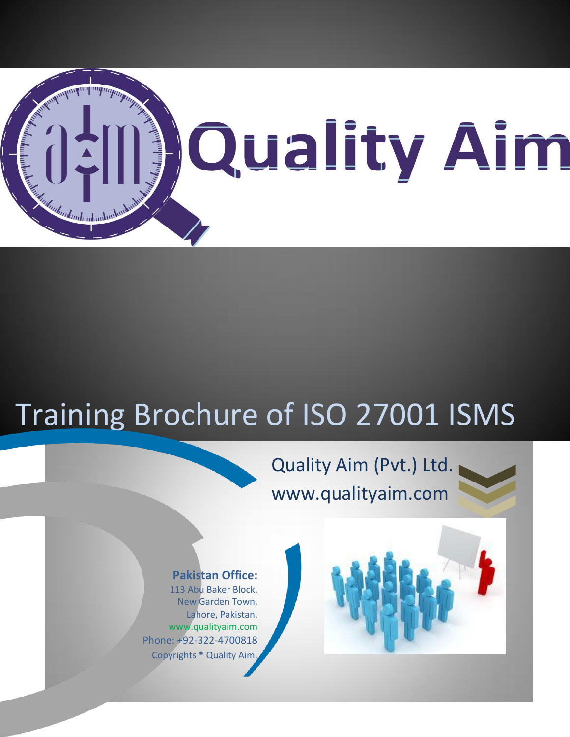# Quality Aim

# Training Brochure of ISO 27001 ISMS

Quality Aim (Pvt.) Ltd.
www.qualityaim.com

**Pakistan Office:**
113 Abu Baker Block,
New Garden Town,
Lahore, Pakistan.
www.qualityaim.com
Phone: +92-322-4700818
Copyrights ® Quality Aim.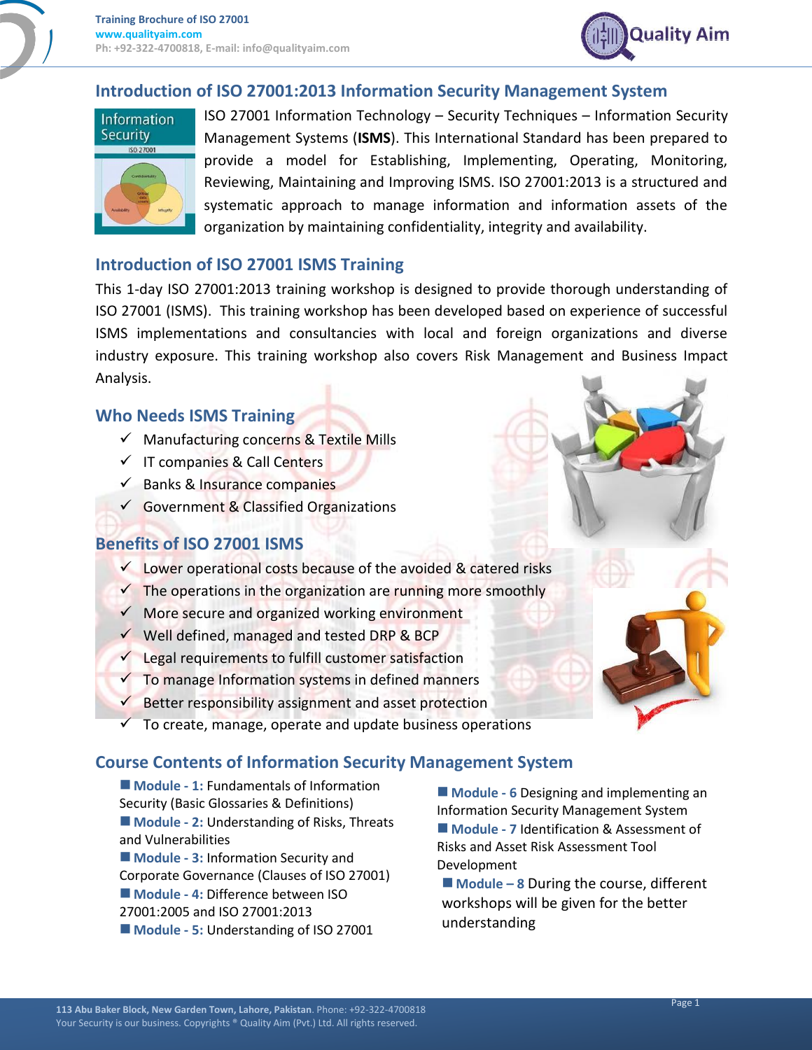## Introduction of ISO 27001:2013 Information Security Management System

ISO 27001 Information Technology – Security Techniques – Information Security Management Systems (**ISMS**). This International Standard has been prepared to provide a model for Establishing, Implementing, Operating, Monitoring, Reviewing, Maintaining and Improving ISMS. ISO 27001:2013 is a structured and systematic approach to manage information and information assets of the organization by maintaining confidentiality, integrity and availability.

## Introduction of ISO 27001 ISMS Training

This 1-day ISO 27001:2013 training workshop is designed to provide thorough understanding of ISO 27001 (ISMS). This training workshop has been developed based on experience of successful ISMS implementations and consultancies with local and foreign organizations and diverse industry exposure. This training workshop also covers Risk Management and Business Impact Analysis.

## Who Needs ISMS Training

- ✓ Manufacturing concerns & Textile Mills
- ✓ IT companies & Call Centers
- ✓ Banks & Insurance companies
- ✓ Government & Classified Organizations

## Benefits of ISO 27001 ISMS

- ✓ Lower operational costs because of the avoided & catered risks
- ✓ The operations in the organization are running more smoothly
- ✓ More secure and organized working environment
- ✓ Well defined, managed and tested DRP & BCP
- ✓ Legal requirements to fulfill customer satisfaction
- ✓ To manage Information systems in defined manners
- ✓ Better responsibility assignment and asset protection
- ✓ To create, manage, operate and update business operations

## Course Contents of Information Security Management System

- **Module - 1:** Fundamentals of Information Security (Basic Glossaries & Definitions)
- **Module - 2:** Understanding of Risks, Threats and Vulnerabilities
- **Module - 3:** Information Security and Corporate Governance (Clauses of ISO 27001)
- **Module - 4:** Difference between ISO 27001:2005 and ISO 27001:2013
- **Module - 5:** Understanding of ISO 27001
- **Module - 6** Designing and implementing an Information Security Management System
- **Module - 7** Identification & Assessment of Risks and Asset Risk Assessment Tool Development
- **Module – 8** During the course, different workshops will be given for the better understanding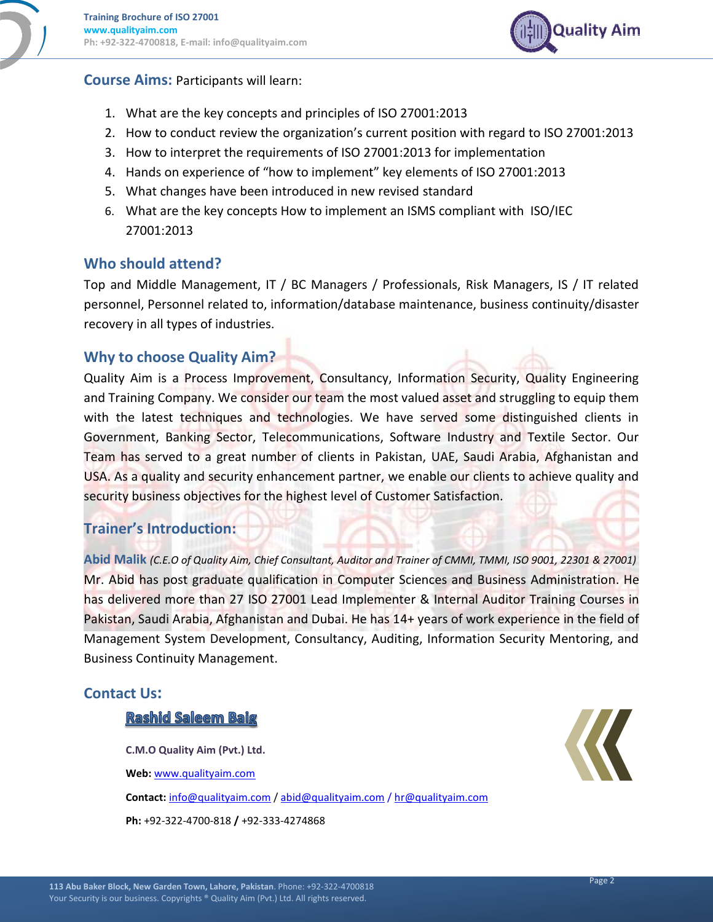## Course Aims: Participants will learn:

1. What are the key concepts and principles of ISO 27001:2013
2. How to conduct review the organization's current position with regard to ISO 27001:2013
3. How to interpret the requirements of ISO 27001:2013 for implementation
4. Hands on experience of "how to implement" key elements of ISO 27001:2013
5. What changes have been introduced in new revised standard
6. What are the key concepts How to implement an ISMS compliant with ISO/IEC 27001:2013

## Who should attend?

Top and Middle Management, IT / BC Managers / Professionals, Risk Managers, IS / IT related personnel, Personnel related to, information/database maintenance, business continuity/disaster recovery in all types of industries.

## Why to choose Quality Aim?

Quality Aim is a Process Improvement, Consultancy, Information Security, Quality Engineering and Training Company. We consider our team the most valued asset and struggling to equip them with the latest techniques and technologies. We have served some distinguished clients in Government, Banking Sector, Telecommunications, Software Industry and Textile Sector. Our Team has served to a great number of clients in Pakistan, UAE, Saudi Arabia, Afghanistan and USA. As a quality and security enhancement partner, we enable our clients to achieve quality and security business objectives for the highest level of Customer Satisfaction.

## Trainer's Introduction:

**Abid Malik** *(C.E.O of Quality Aim, Chief Consultant, Auditor and Trainer of CMMI, TMMI, ISO 9001, 22301 & 27001)*
Mr. Abid has post graduate qualification in Computer Sciences and Business Administration. He has delivered more than 27 ISO 27001 Lead Implementer & Internal Auditor Training Courses in Pakistan, Saudi Arabia, Afghanistan and Dubai. He has 14+ years of work experience in the field of Management System Development, Consultancy, Auditing, Information Security Mentoring, and Business Continuity Management.

## Contact Us:

**Rashid Saleem Baig**

**C.M.O Quality Aim (Pvt.) Ltd.**

**Web:** www.qualityaim.com

**Contact:** info@qualityaim.com / abid@qualityaim.com / hr@qualityaim.com

**Ph:** +92-322-4700-818 **/** +92-333-4274868

**113 Abu Baker Block, New Garden Town, Lahore, Pakistan**. Phone: +92-322-4700818
Your Security is our business. Copyrights ® Quality Aim (Pvt.) Ltd. All rights reserved.